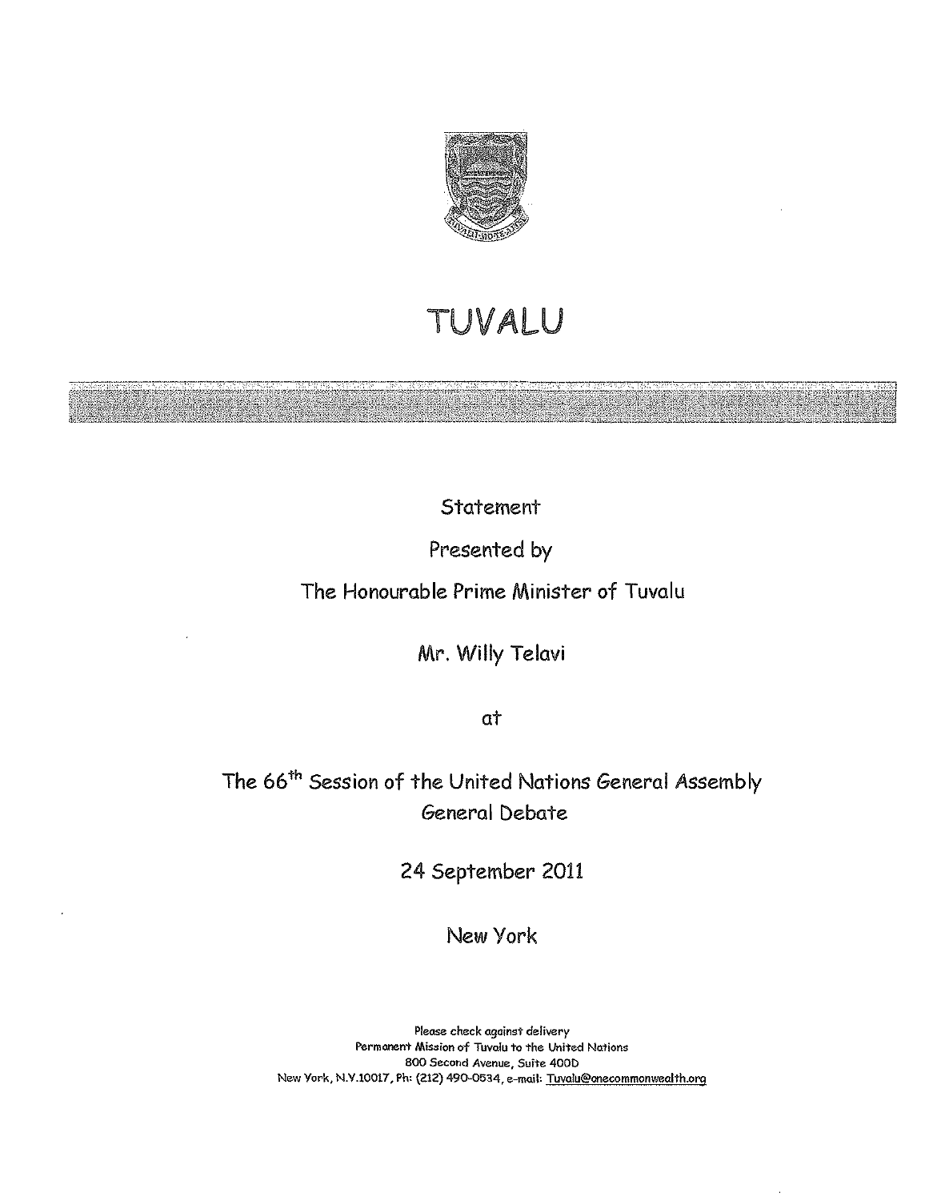# TUVALU

Statement

Presented by

The Honourable Prime Minister of Tuvalu

Mr. Willy Telavi

at

The 66th Session of the United Nations General Assembly
General Debate

24 September 2011

New York

Please check against delivery
Permanent Mission of Tuvalu to the United Nations
800 Second Avenue, Suite 400D
New York, N.Y.10017, Ph: (212) 490-0534, e-mail: Tuvalu@onecommonwealth.org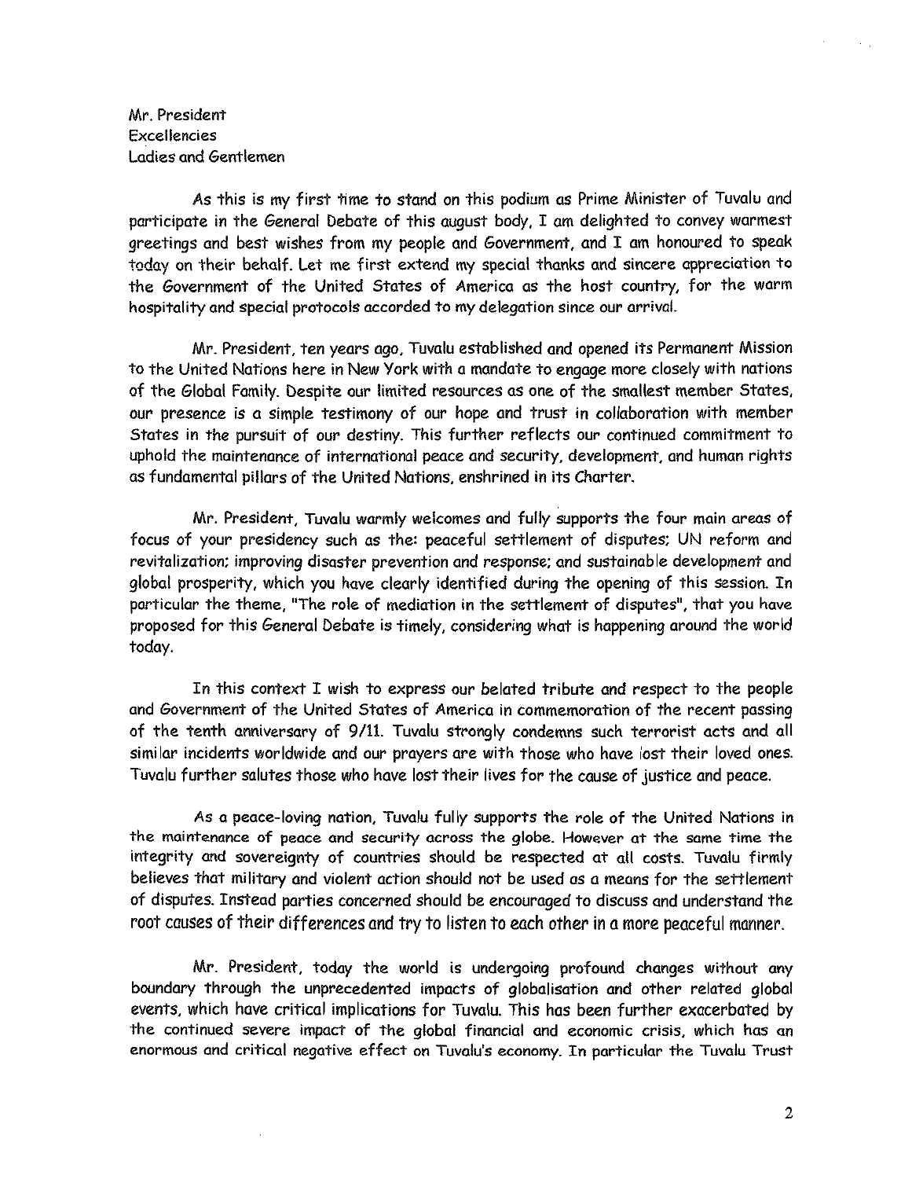Mr. President
Excellencies
Ladies and Gentlemen

As this is my first time to stand on this podium as Prime Minister of Tuvalu and participate in the General Debate of this august body, I am delighted to convey warmest greetings and best wishes from my people and Government, and I am honoured to speak today on their behalf. Let me first extend my special thanks and sincere appreciation to the Government of the United States of America as the host country, for the warm hospitality and special protocols accorded to my delegation since our arrival.

Mr. President, ten years ago, Tuvalu established and opened its Permanent Mission to the United Nations here in New York with a mandate to engage more closely with nations of the Global Family. Despite our limited resources as one of the smallest member States, our presence is a simple testimony of our hope and trust in collaboration with member States in the pursuit of our destiny. This further reflects our continued commitment to uphold the maintenance of international peace and security, development, and human rights as fundamental pillars of the United Nations, enshrined in its Charter.

Mr. President, Tuvalu warmly welcomes and fully supports the four main areas of focus of your presidency such as the: peaceful settlement of disputes; UN reform and revitalization; improving disaster prevention and response; and sustainable development and global prosperity, which you have clearly identified during the opening of this session. In particular the theme, "The role of mediation in the settlement of disputes", that you have proposed for this General Debate is timely, considering what is happening around the world today.

In this context I wish to express our belated tribute and respect to the people and Government of the United States of America in commemoration of the recent passing of the tenth anniversary of 9/11. Tuvalu strongly condemns such terrorist acts and all similar incidents worldwide and our prayers are with those who have lost their loved ones. Tuvalu further salutes those who have lost their lives for the cause of justice and peace.

As a peace-loving nation, Tuvalu fully supports the role of the United Nations in the maintenance of peace and security across the globe. However at the same time the integrity and sovereignty of countries should be respected at all costs. Tuvalu firmly believes that military and violent action should not be used as a means for the settlement of disputes. Instead parties concerned should be encouraged to discuss and understand the root causes of their differences and try to listen to each other in a more peaceful manner.

Mr. President, today the world is undergoing profound changes without any boundary through the unprecedented impacts of globalisation and other related global events, which have critical implications for Tuvalu. This has been further exacerbated by the continued severe impact of the global financial and economic crisis, which has an enormous and critical negative effect on Tuvalu's economy. In particular the Tuvalu Trust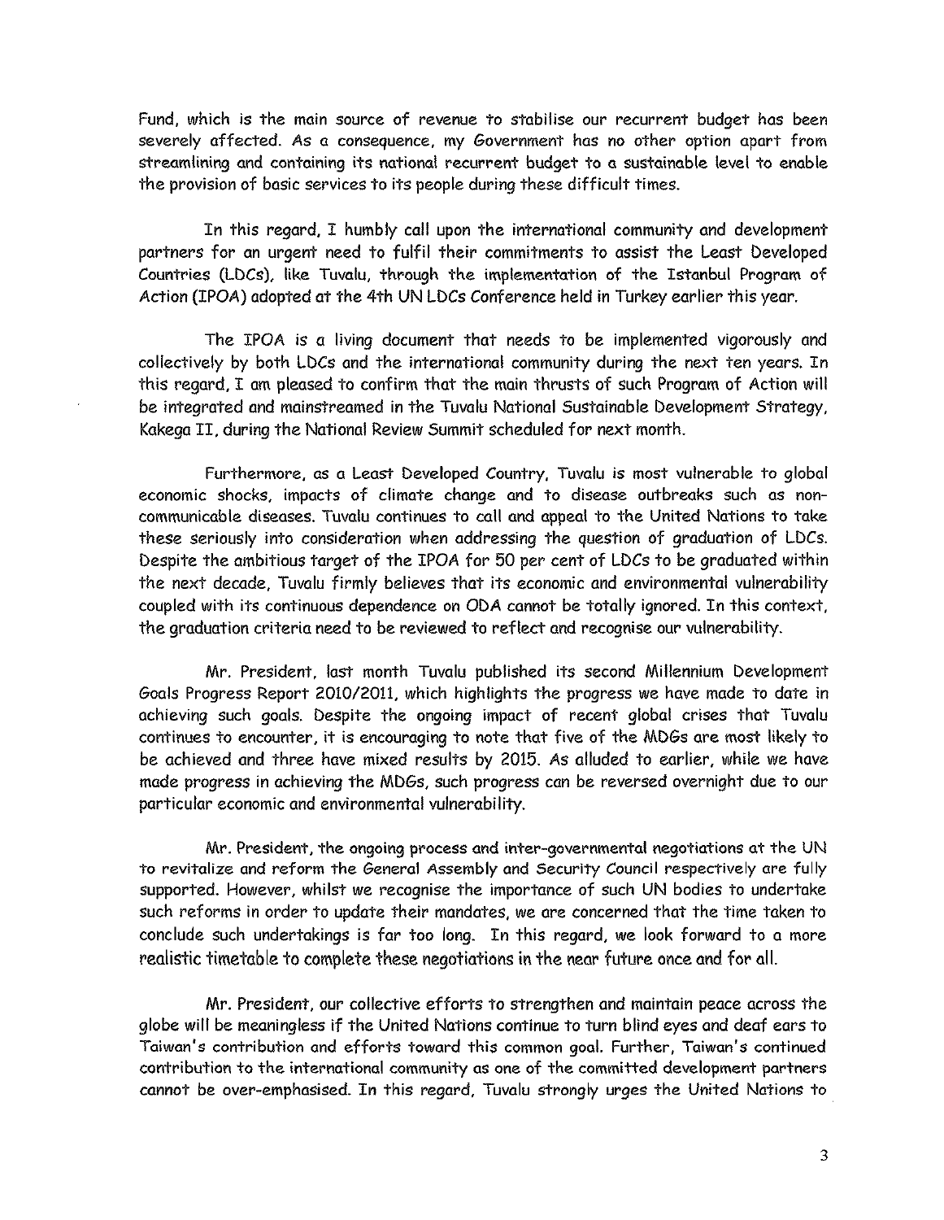Fund, which is the main source of revenue to stabilise our recurrent budget has been severely affected. As a consequence, my Government has no other option apart from streamlining and containing its national recurrent budget to a sustainable level to enable the provision of basic services to its people during these difficult times.

In this regard, I humbly call upon the international community and development partners for an urgent need to fulfil their commitments to assist the Least Developed Countries (LDCs), like Tuvalu, through the implementation of the Istanbul Program of Action (IPOA) adopted at the 4th UN LDCs Conference held in Turkey earlier this year.

The IPOA is a living document that needs to be implemented vigorously and collectively by both LDCs and the international community during the next ten years. In this regard, I am pleased to confirm that the main thrusts of such Program of Action will be integrated and mainstreamed in the Tuvalu National Sustainable Development Strategy, Kakega II, during the National Review Summit scheduled for next month.

Furthermore, as a Least Developed Country, Tuvalu is most vulnerable to global economic shocks, impacts of climate change and to disease outbreaks such as non-communicable diseases. Tuvalu continues to call and appeal to the United Nations to take these seriously into consideration when addressing the question of graduation of LDCs. Despite the ambitious target of the IPOA for 50 per cent of LDCs to be graduated within the next decade, Tuvalu firmly believes that its economic and environmental vulnerability coupled with its continuous dependence on ODA cannot be totally ignored. In this context, the graduation criteria need to be reviewed to reflect and recognise our vulnerability.

Mr. President, last month Tuvalu published its second Millennium Development Goals Progress Report 2010/2011, which highlights the progress we have made to date in achieving such goals. Despite the ongoing impact of recent global crises that Tuvalu continues to encounter, it is encouraging to note that five of the MDGs are most likely to be achieved and three have mixed results by 2015. As alluded to earlier, while we have made progress in achieving the MDGs, such progress can be reversed overnight due to our particular economic and environmental vulnerability.

Mr. President, the ongoing process and inter-governmental negotiations at the UN to revitalize and reform the General Assembly and Security Council respectively are fully supported. However, whilst we recognise the importance of such UN bodies to undertake such reforms in order to update their mandates, we are concerned that the time taken to conclude such undertakings is far too long. In this regard, we look forward to a more realistic timetable to complete these negotiations in the near future once and for all.

Mr. President, our collective efforts to strengthen and maintain peace across the globe will be meaningless if the United Nations continue to turn blind eyes and deaf ears to Taiwan's contribution and efforts toward this common goal. Further, Taiwan's continued contribution to the international community as one of the committed development partners cannot be over-emphasised. In this regard, Tuvalu strongly urges the United Nations to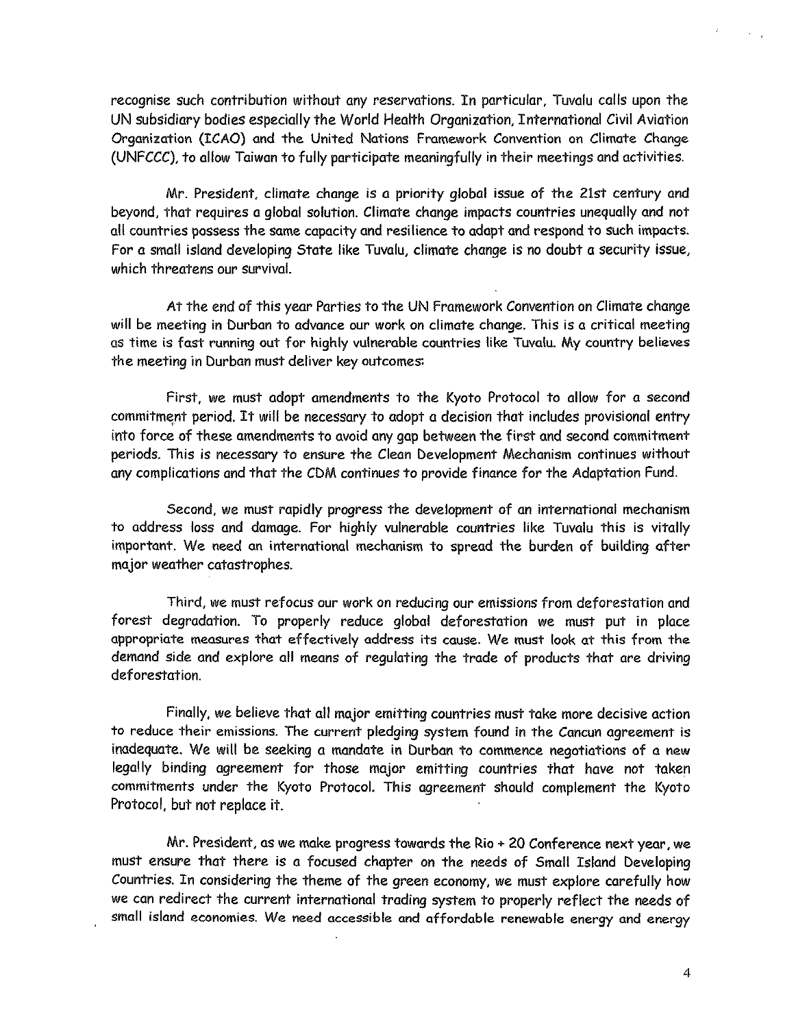recognise such contribution without any reservations. In particular, Tuvalu calls upon the UN subsidiary bodies especially the World Health Organization, International Civil Aviation Organization (ICAO) and the United Nations Framework Convention on Climate Change (UNFCCC), to allow Taiwan to fully participate meaningfully in their meetings and activities.

Mr. President, climate change is a priority global issue of the 21st century and beyond, that requires a global solution. Climate change impacts countries unequally and not all countries possess the same capacity and resilience to adapt and respond to such impacts. For a small island developing State like Tuvalu, climate change is no doubt a security issue, which threatens our survival.

At the end of this year Parties to the UN Framework Convention on Climate change will be meeting in Durban to advance our work on climate change. This is a critical meeting as time is fast running out for highly vulnerable countries like Tuvalu. My country believes the meeting in Durban must deliver key outcomes:

First, we must adopt amendments to the Kyoto Protocol to allow for a second commitment period. It will be necessary to adopt a decision that includes provisional entry into force of these amendments to avoid any gap between the first and second commitment periods. This is necessary to ensure the Clean Development Mechanism continues without any complications and that the CDM continues to provide finance for the Adaptation Fund.

Second, we must rapidly progress the development of an international mechanism to address loss and damage. For highly vulnerable countries like Tuvalu this is vitally important. We need an international mechanism to spread the burden of building after major weather catastrophes.

Third, we must refocus our work on reducing our emissions from deforestation and forest degradation. To properly reduce global deforestation we must put in place appropriate measures that effectively address its cause. We must look at this from the demand side and explore all means of regulating the trade of products that are driving deforestation.

Finally, we believe that all major emitting countries must take more decisive action to reduce their emissions. The current pledging system found in the Cancun agreement is inadequate. We will be seeking a mandate in Durban to commence negotiations of a new legally binding agreement for those major emitting countries that have not taken commitments under the Kyoto Protocol. This agreement should complement the Kyoto Protocol, but not replace it.

Mr. President, as we make progress towards the Rio + 20 Conference next year, we must ensure that there is a focused chapter on the needs of Small Island Developing Countries. In considering the theme of the green economy, we must explore carefully how we can redirect the current international trading system to properly reflect the needs of small island economies. We need accessible and affordable renewable energy and energy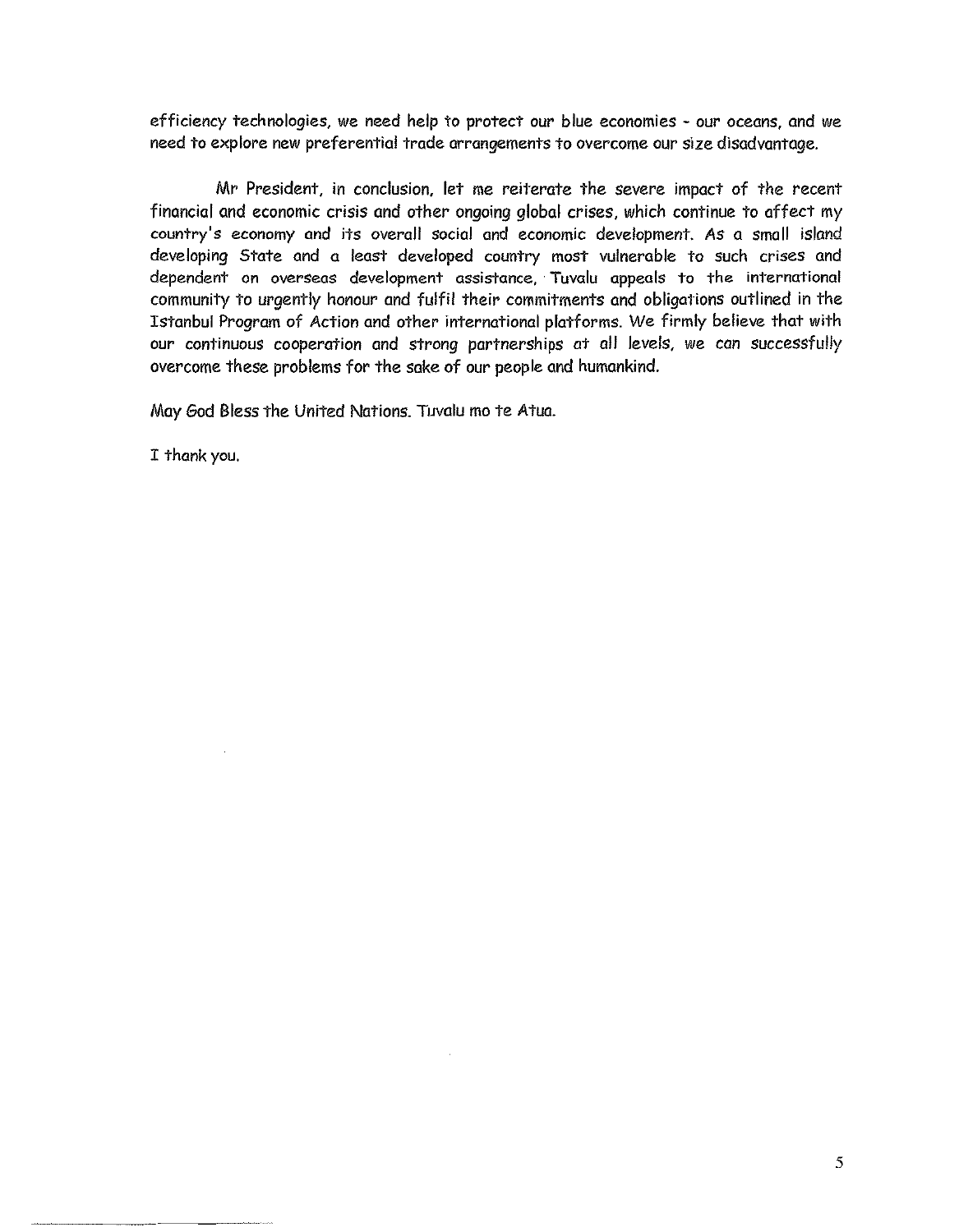efficiency technologies, we need help to protect our blue economies - our oceans, and we need to explore new preferential trade arrangements to overcome our size disadvantage.

Mr President, in conclusion, let me reiterate the severe impact of the recent financial and economic crisis and other ongoing global crises, which continue to affect my country's economy and its overall social and economic development. As a small island developing State and a least developed country most vulnerable to such crises and dependent on overseas development assistance, Tuvalu appeals to the international community to urgently honour and fulfil their commitments and obligations outlined in the Istanbul Program of Action and other international platforms. We firmly believe that with our continuous cooperation and strong partnerships at all levels, we can successfully overcome these problems for the sake of our people and humankind.

May God Bless the United Nations. Tuvalu mo te Atua.

I thank you.